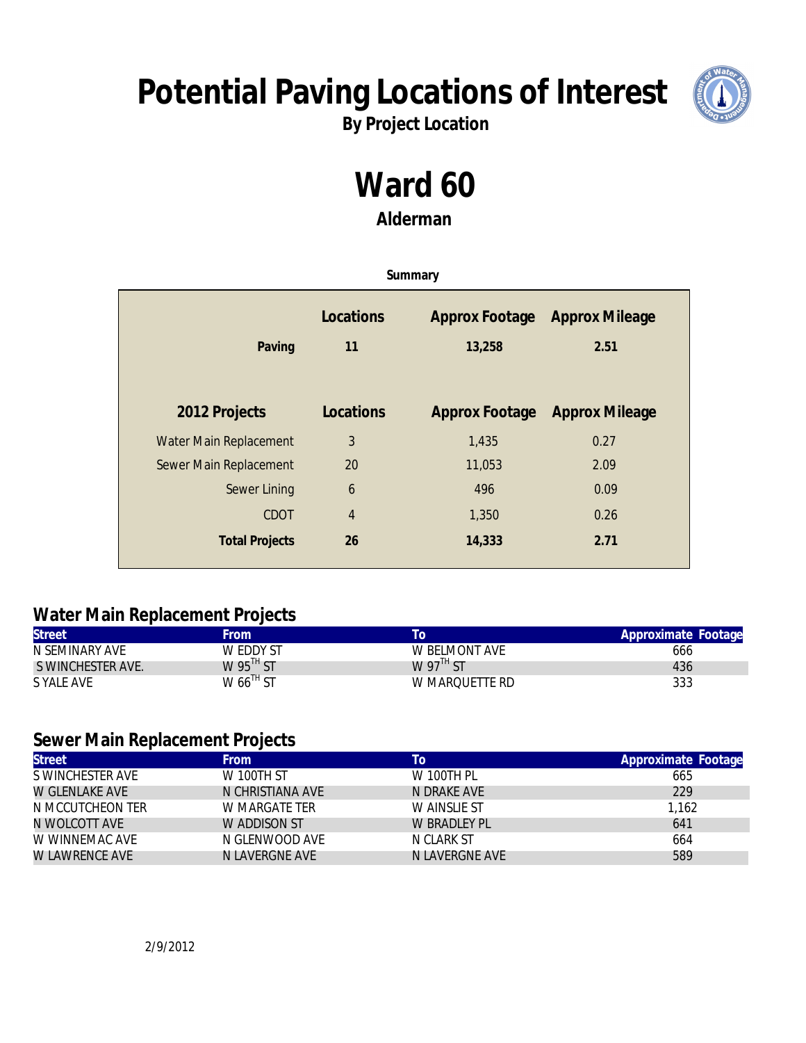# Potential Paving Locations of Interest

**By Project Location**

# Ward 60

**Alderman**

**Summary**

| | Locations | Approx Footage | Approx Mileage |
|---|---|---|---|
| **Paving** | **11** | **13,258** | **2.51** |

| 2012 Projects | Locations | Approx Footage | Approx Mileage |
|---|---|---|---|
| Water Main Replacement | 3 | 1,435 | 0.27 |
| Sewer Main Replacement | 20 | 11,053 | 2.09 |
| Sewer Lining | 6 | 496 | 0.09 |
| CDOT | 4 | 1,350 | 0.26 |
| **Total Projects** | **26** | **14,333** | **2.71** |

## Water Main Replacement Projects

| Street | From | To | Approximate Footage |
|---|---|---|---|
| N SEMINARY AVE | W EDDY ST | W BELMONT AVE | 666 |
| S WINCHESTER AVE. | W 95TH ST | W 97TH ST | 436 |
| S YALE AVE | W 66TH ST | W MARQUETTE RD | 333 |

## Sewer Main Replacement Projects

| Street | From | To | Approximate Footage |
|---|---|---|---|
| S WINCHESTER AVE | W 100TH ST | W 100TH PL | 665 |
| W GLENLAKE AVE | N CHRISTIANA AVE | N DRAKE AVE | 229 |
| N MCCUTCHEON TER | W MARGATE TER | W AINSLIE ST | 1,162 |
| N WOLCOTT AVE | W ADDISON ST | W BRADLEY PL | 641 |
| W WINNEMAC AVE | N GLENWOOD AVE | N CLARK ST | 664 |
| W LAWRENCE AVE | N LAVERGNE AVE | N LAVERGNE AVE | 589 |

2/9/2012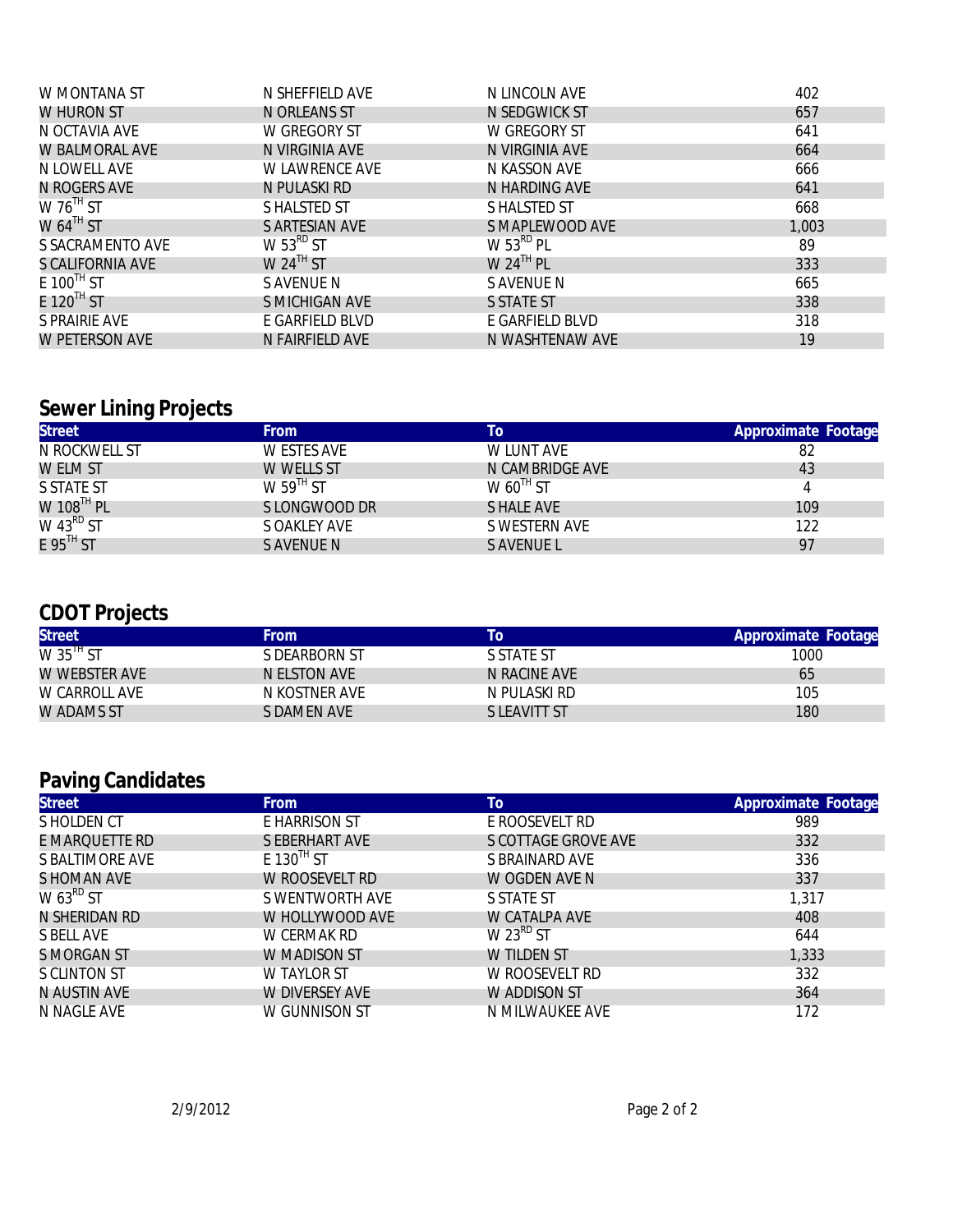| | | | |
|---|---|---|---|
| W MONTANA ST | N SHEFFIELD AVE | N LINCOLN AVE | 402 |
| W HURON ST | N ORLEANS ST | N SEDGWICK ST | 657 |
| N OCTAVIA AVE | W GREGORY ST | W GREGORY ST | 641 |
| W BALMORAL AVE | N VIRGINIA AVE | N VIRGINIA AVE | 664 |
| N LOWELL AVE | W LAWRENCE AVE | N KASSON AVE | 666 |
| N ROGERS AVE | N PULASKI RD | N HARDING AVE | 641 |
| W 76TH ST | S HALSTED ST | S HALSTED ST | 668 |
| W 64TH ST | S ARTESIAN AVE | S MAPLEWOOD AVE | 1,003 |
| S SACRAMENTO AVE | W 53RD ST | W 53RD PL | 89 |
| S CALIFORNIA AVE | W 24TH ST | W 24TH PL | 333 |
| E 100TH ST | S AVENUE N | S AVENUE N | 665 |
| E 120TH ST | S MICHIGAN AVE | S STATE ST | 338 |
| S PRAIRIE AVE | E GARFIELD BLVD | E GARFIELD BLVD | 318 |
| W PETERSON AVE | N FAIRFIELD AVE | N WASHTENAW AVE | 19 |

## Sewer Lining Projects

| Street | From | To | Approximate Footage |
|---|---|---|---|
| N ROCKWELL ST | W ESTES AVE | W LUNT AVE | 82 |
| W ELM ST | W WELLS ST | N CAMBRIDGE AVE | 43 |
| S STATE ST | W 59TH ST | W 60TH ST | 4 |
| W 108TH PL | S LONGWOOD DR | S HALE AVE | 109 |
| W 43RD ST | S OAKLEY AVE | S WESTERN AVE | 122 |
| E 95TH ST | S AVENUE N | S AVENUE L | 97 |

## CDOT Projects

| Street | From | To | Approximate Footage |
|---|---|---|---|
| W 35TH ST | S DEARBORN ST | S STATE ST | 1000 |
| W WEBSTER AVE | N ELSTON AVE | N RACINE AVE | 65 |
| W CARROLL AVE | N KOSTNER AVE | N PULASKI RD | 105 |
| W ADAMS ST | S DAMEN AVE | S LEAVITT ST | 180 |

## Paving Candidates

| Street | From | To | Approximate Footage |
|---|---|---|---|
| S HOLDEN CT | E HARRISON ST | E ROOSEVELT RD | 989 |
| E MARQUETTE RD | S EBERHART AVE | S COTTAGE GROVE AVE | 332 |
| S BALTIMORE AVE | E 130TH ST | S BRAINARD AVE | 336 |
| S HOMAN AVE | W ROOSEVELT RD | W OGDEN AVE N | 337 |
| W 63RD ST | S WENTWORTH AVE | S STATE ST | 1,317 |
| N SHERIDAN RD | W HOLLYWOOD AVE | W CATALPA AVE | 408 |
| S BELL AVE | W CERMAK RD | W 23RD ST | 644 |
| S MORGAN ST | W MADISON ST | W TILDEN ST | 1,333 |
| S CLINTON ST | W TAYLOR ST | W ROOSEVELT RD | 332 |
| N AUSTIN AVE | W DIVERSEY AVE | W ADDISON ST | 364 |
| N NAGLE AVE | W GUNNISON ST | N MILWAUKEE AVE | 172 |

2/9/2012